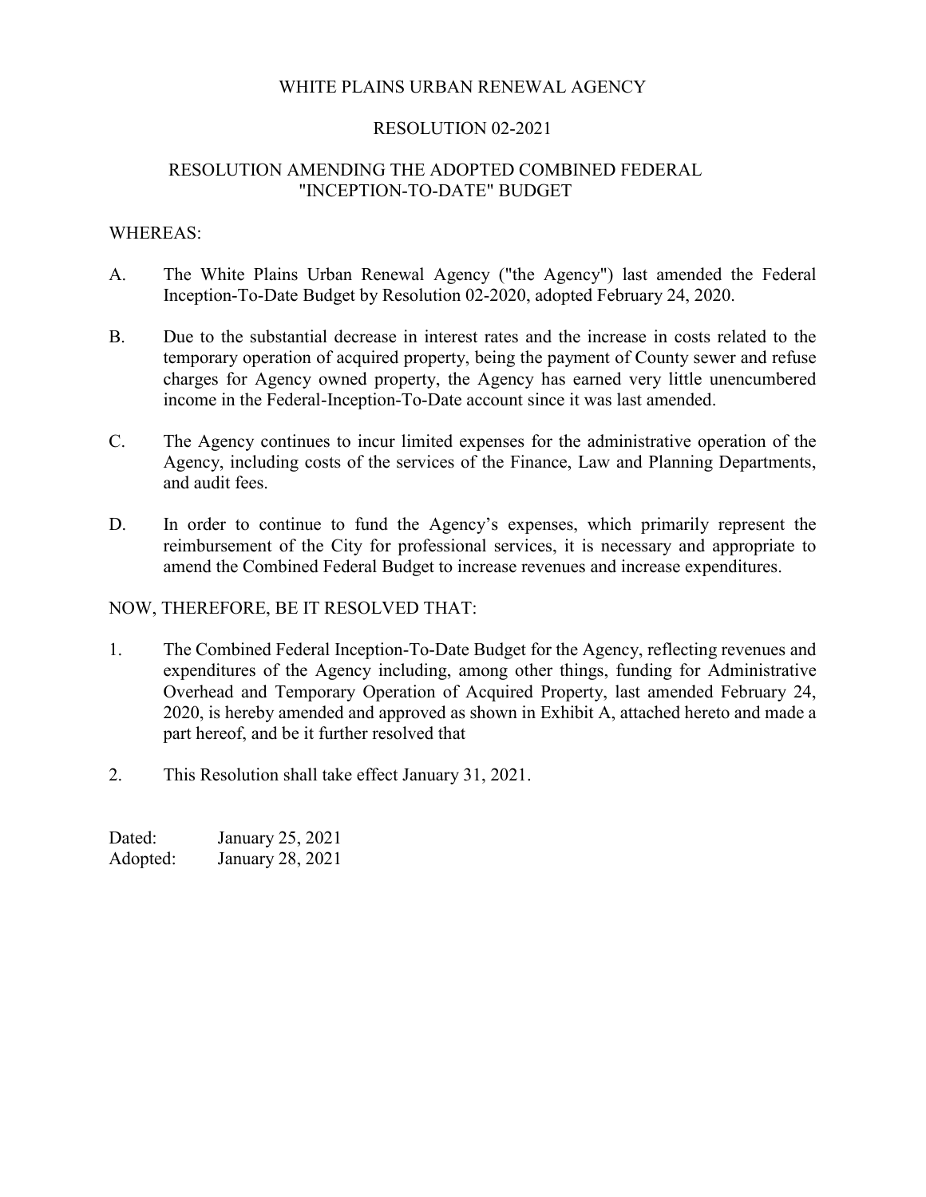# WHITE PLAINS URBAN RENEWAL AGENCY

## RESOLUTION 02-2021

## RESOLUTION AMENDING THE ADOPTED COMBINED FEDERAL "INCEPTION-TO-DATE" BUDGET

WHEREAS:

A. The White Plains Urban Renewal Agency ("the Agency") last amended the Federal Inception-To-Date Budget by Resolution 02-2020, adopted February 24, 2020.

B. Due to the substantial decrease in interest rates and the increase in costs related to the temporary operation of acquired property, being the payment of County sewer and refuse charges for Agency owned property, the Agency has earned very little unencumbered income in the Federal-Inception-To-Date account since it was last amended.

C. The Agency continues to incur limited expenses for the administrative operation of the Agency, including costs of the services of the Finance, Law and Planning Departments, and audit fees.

D. In order to continue to fund the Agency's expenses, which primarily represent the reimbursement of the City for professional services, it is necessary and appropriate to amend the Combined Federal Budget to increase revenues and increase expenditures.

NOW, THEREFORE, BE IT RESOLVED THAT:

1. The Combined Federal Inception-To-Date Budget for the Agency, reflecting revenues and expenditures of the Agency including, among other things, funding for Administrative Overhead and Temporary Operation of Acquired Property, last amended February 24, 2020, is hereby amended and approved as shown in Exhibit A, attached hereto and made a part hereof, and be it further resolved that

2. This Resolution shall take effect January 31, 2021.

Dated: January 25, 2021
Adopted: January 28, 2021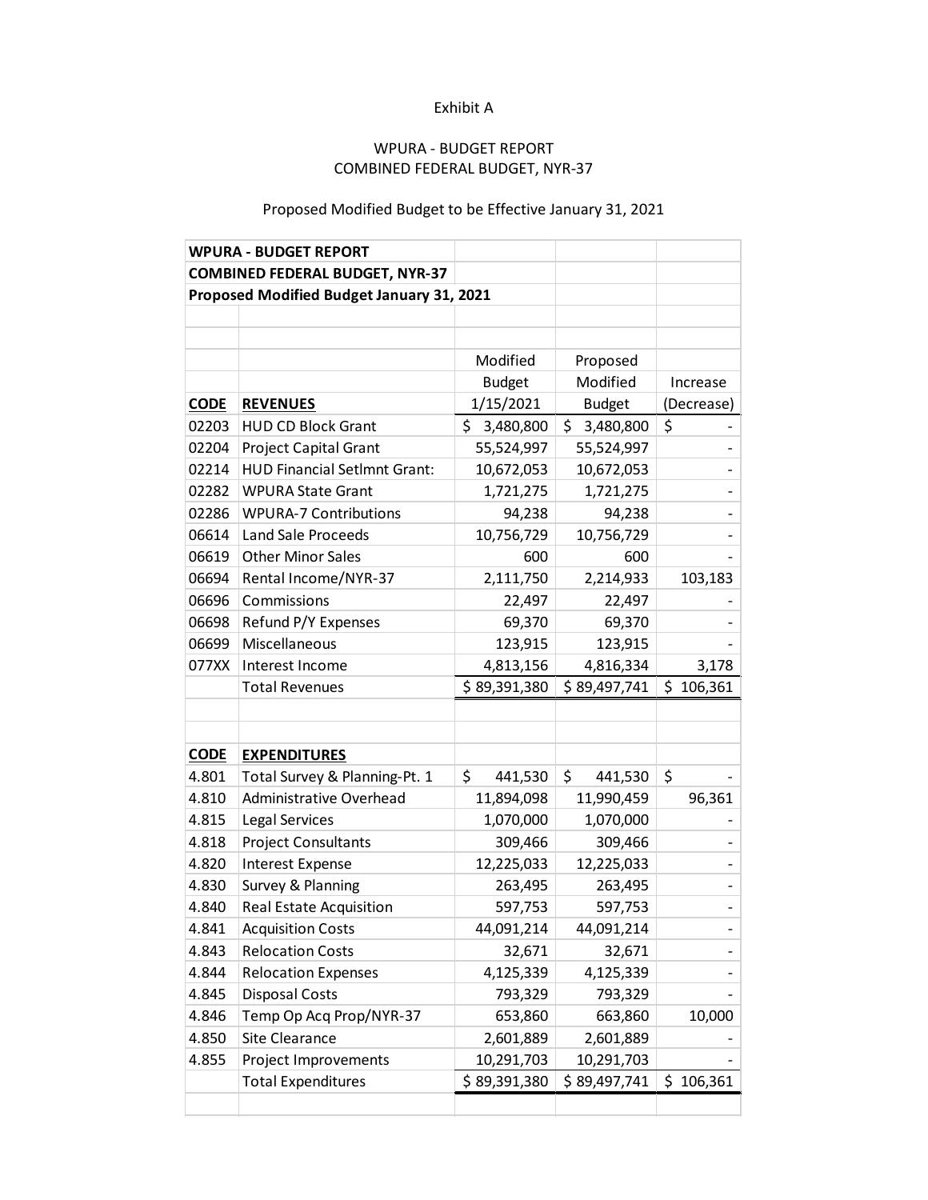Exhibit A

WPURA - BUDGET REPORT
COMBINED FEDERAL BUDGET, NYR-37

Proposed Modified Budget to be Effective January 31, 2021

| **WPURA - BUDGET REPORT** | | | | |
|---|---|---|---|---|
| **COMBINED FEDERAL BUDGET, NYR-37** | | | | |
| **Proposed Modified Budget January 31, 2021** | | | | |
| | | Modified Budget 1/15/2021 | Proposed Modified Budget | Increase (Decrease) |
| **CODE** | **REVENUES** | | | |
| 02203 | HUD CD Block Grant | $ 3,480,800 | $ 3,480,800 | $ - |
| 02204 | Project Capital Grant | 55,524,997 | 55,524,997 | - |
| 02214 | HUD Financial Setlmnt Grant: | 10,672,053 | 10,672,053 | - |
| 02282 | WPURA State Grant | 1,721,275 | 1,721,275 | - |
| 02286 | WPURA-7 Contributions | 94,238 | 94,238 | - |
| 06614 | Land Sale Proceeds | 10,756,729 | 10,756,729 | - |
| 06619 | Other Minor Sales | 600 | 600 | - |
| 06694 | Rental Income/NYR-37 | 2,111,750 | 2,214,933 | 103,183 |
| 06696 | Commissions | 22,497 | 22,497 | - |
| 06698 | Refund P/Y Expenses | 69,370 | 69,370 | - |
| 06699 | Miscellaneous | 123,915 | 123,915 | - |
| 077XX | Interest Income | 4,813,156 | 4,816,334 | 3,178 |
| | Total Revenues | $ 89,391,380 | $ 89,497,741 | $ 106,361 |
| | | | | |
| **CODE** | **EXPENDITURES** | | | |
| 4.801 | Total Survey & Planning-Pt. 1 | $ 441,530 | $ 441,530 | $ - |
| 4.810 | Administrative Overhead | 11,894,098 | 11,990,459 | 96,361 |
| 4.815 | Legal Services | 1,070,000 | 1,070,000 | - |
| 4.818 | Project Consultants | 309,466 | 309,466 | - |
| 4.820 | Interest Expense | 12,225,033 | 12,225,033 | - |
| 4.830 | Survey & Planning | 263,495 | 263,495 | - |
| 4.840 | Real Estate Acquisition | 597,753 | 597,753 | - |
| 4.841 | Acquisition Costs | 44,091,214 | 44,091,214 | - |
| 4.843 | Relocation Costs | 32,671 | 32,671 | - |
| 4.844 | Relocation Expenses | 4,125,339 | 4,125,339 | - |
| 4.845 | Disposal Costs | 793,329 | 793,329 | - |
| 4.846 | Temp Op Acq Prop/NYR-37 | 653,860 | 663,860 | 10,000 |
| 4.850 | Site Clearance | 2,601,889 | 2,601,889 | - |
| 4.855 | Project Improvements | 10,291,703 | 10,291,703 | - |
| | Total Expenditures | $ 89,391,380 | $ 89,497,741 | $ 106,361 |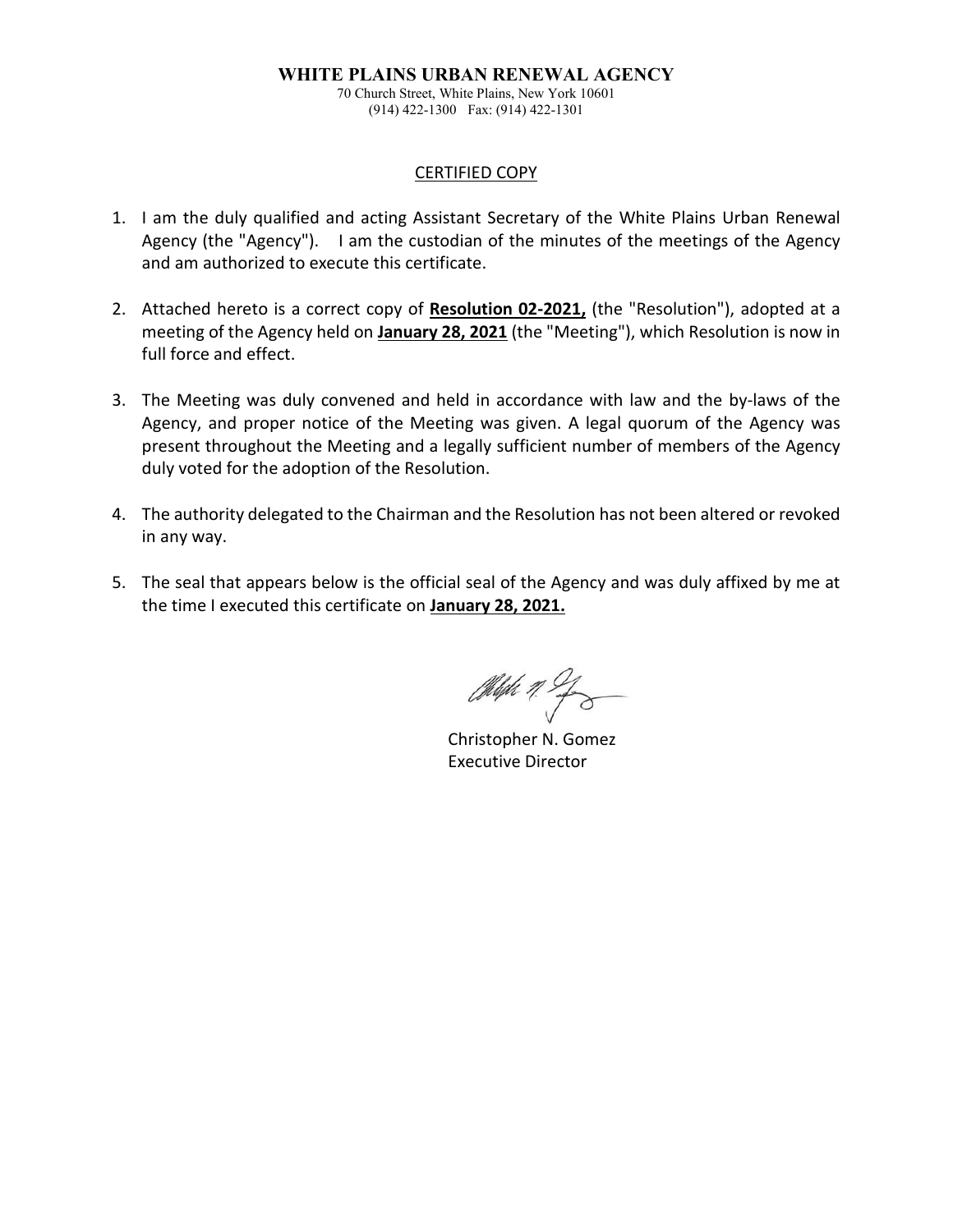**WHITE PLAINS URBAN RENEWAL AGENCY**
70 Church Street, White Plains, New York 10601
(914) 422-1300 Fax: (914) 422-1301

CERTIFIED COPY

1. I am the duly qualified and acting Assistant Secretary of the White Plains Urban Renewal Agency (the "Agency"). I am the custodian of the minutes of the meetings of the Agency and am authorized to execute this certificate.

2. Attached hereto is a correct copy of **Resolution 02-2021,** (the "Resolution"), adopted at a meeting of the Agency held on **January 28, 2021** (the "Meeting"), which Resolution is now in full force and effect.

3. The Meeting was duly convened and held in accordance with law and the by-laws of the Agency, and proper notice of the Meeting was given. A legal quorum of the Agency was present throughout the Meeting and a legally sufficient number of members of the Agency duly voted for the adoption of the Resolution.

4. The authority delegated to the Chairman and the Resolution has not been altered or revoked in any way.

5. The seal that appears below is the official seal of the Agency and was duly affixed by me at the time I executed this certificate on **January 28, 2021.**

Christopher N. Gomez
Executive Director